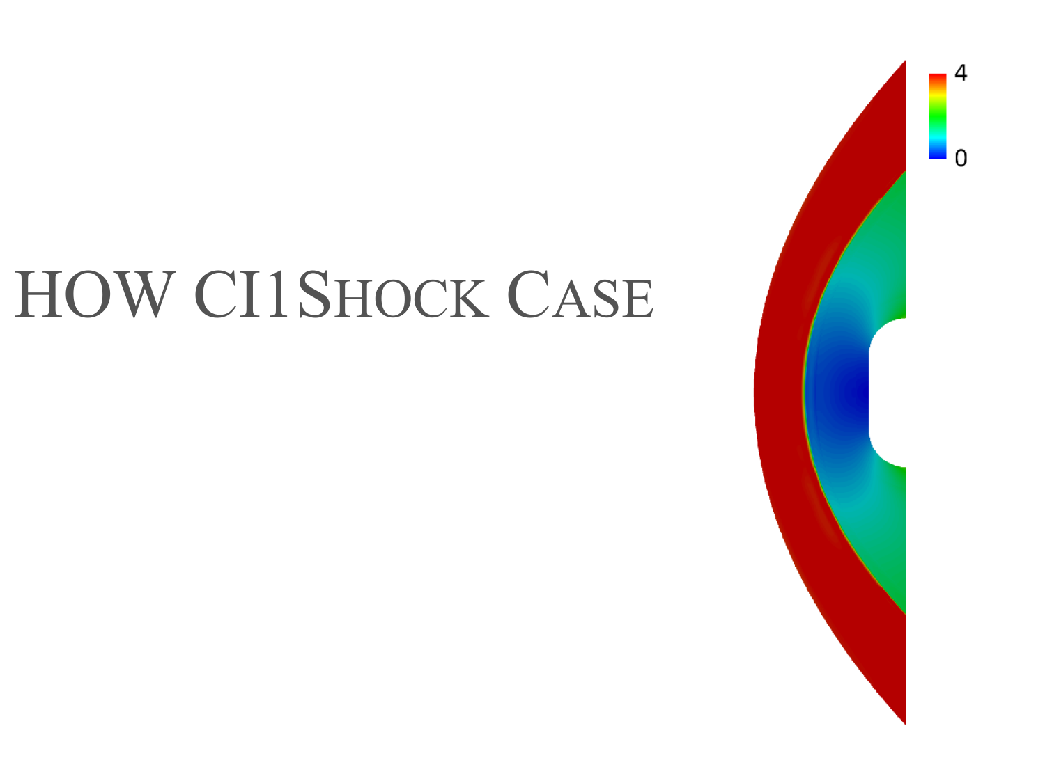# HOW CI1Shock Case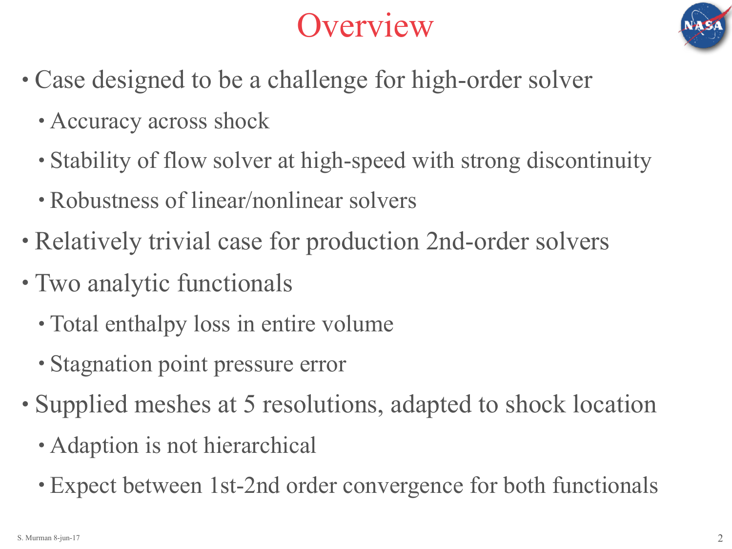# Overview

- Case designed to be a challenge for high-order solver
  - Accuracy across shock
  - Stability of flow solver at high-speed with strong discontinuity
  - Robustness of linear/nonlinear solvers
- Relatively trivial case for production 2nd-order solvers
- Two analytic functionals
  - Total enthalpy loss in entire volume
  - Stagnation point pressure error
- Supplied meshes at 5 resolutions, adapted to shock location
  - Adaption is not hierarchical
  - Expect between 1st-2nd order convergence for both functionals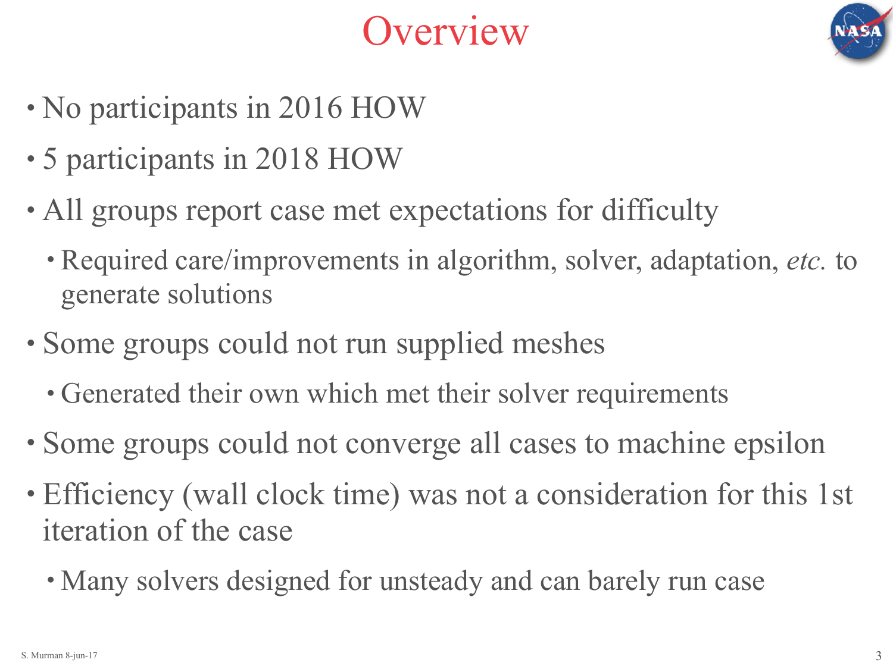# Overview

- No participants in 2016 HOW
- 5 participants in 2018 HOW
- All groups report case met expectations for difficulty
  - Required care/improvements in algorithm, solver, adaptation, *etc.* to generate solutions
- Some groups could not run supplied meshes
  - Generated their own which met their solver requirements
- Some groups could not converge all cases to machine epsilon
- Efficiency (wall clock time) was not a consideration for this 1st iteration of the case
  - Many solvers designed for unsteady and can barely run case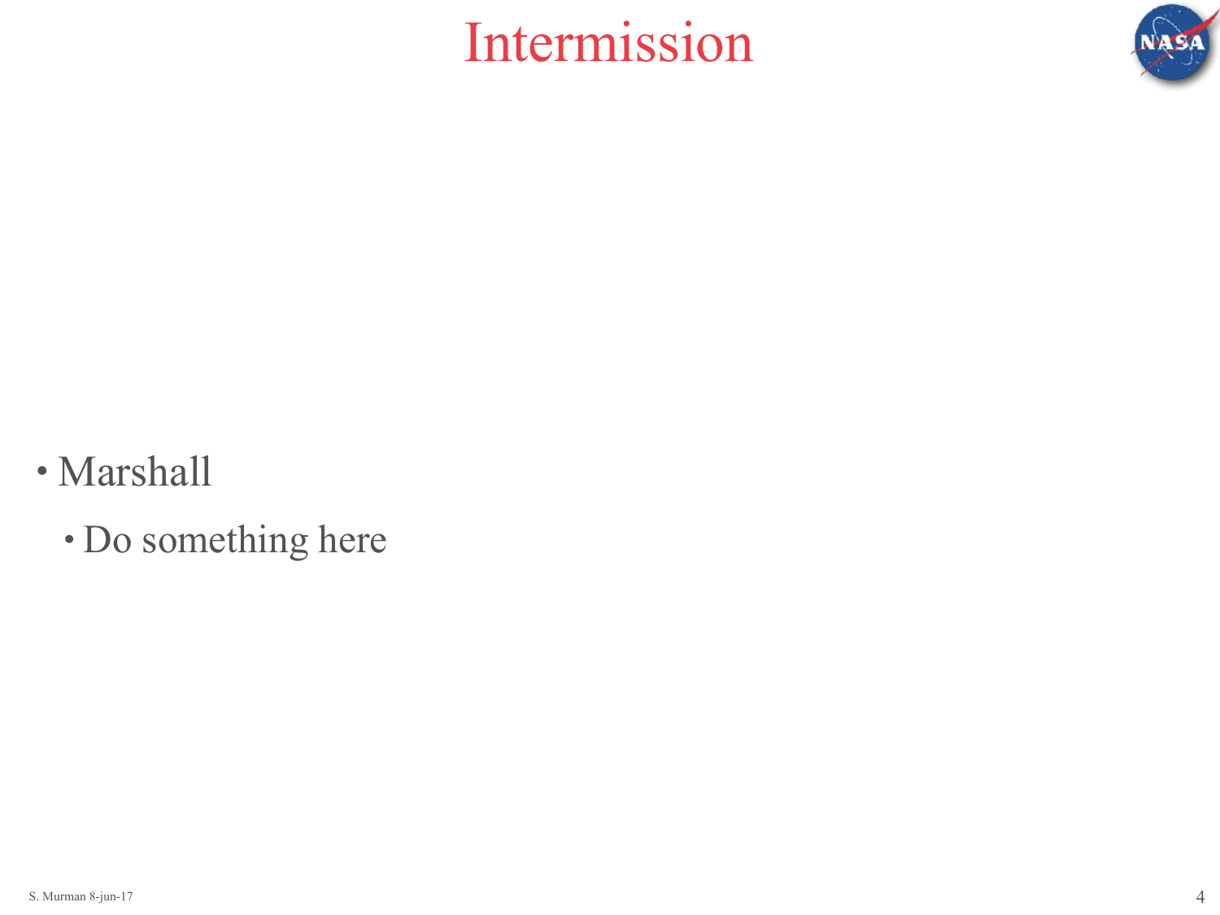# Intermission

- Marshall
  - Do something here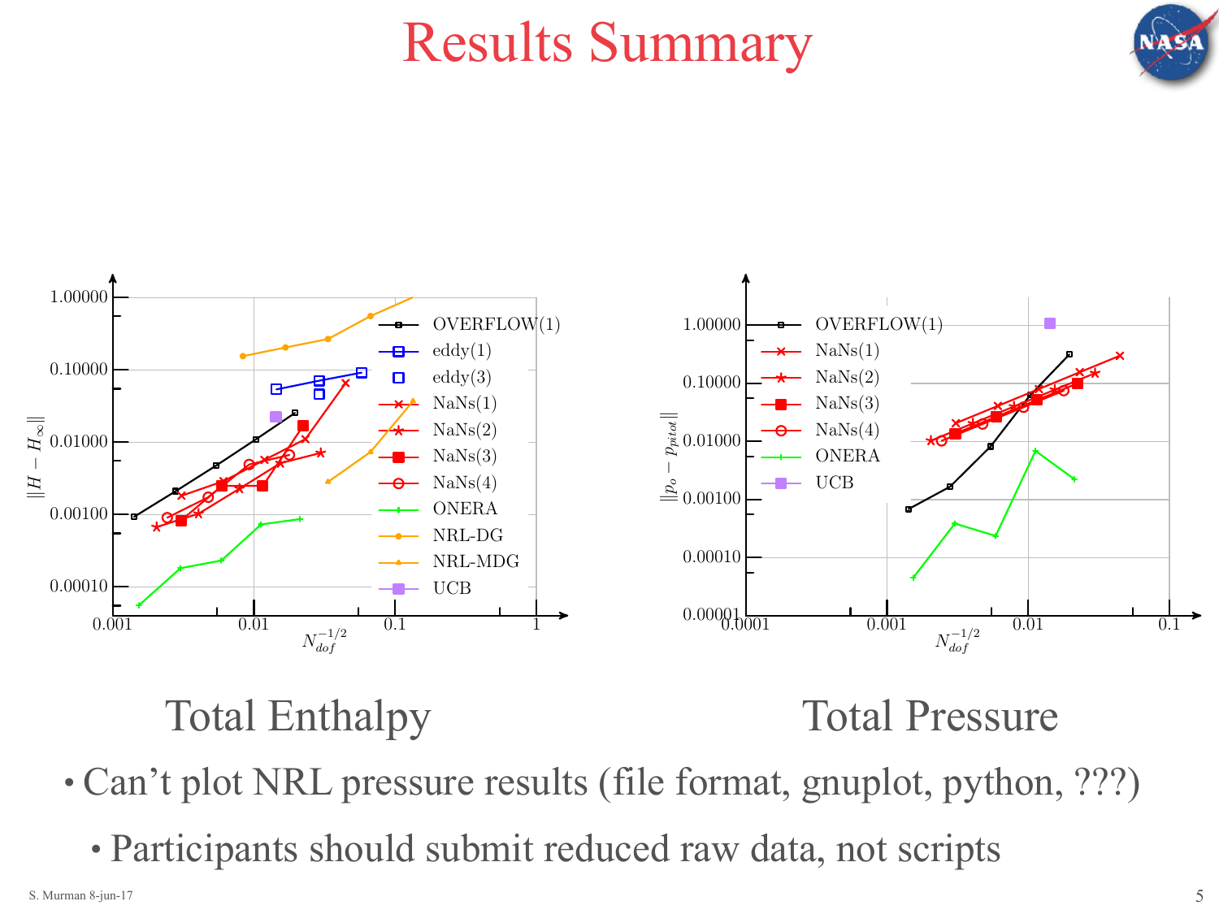# Results Summary

Total Enthalpy

Total Pressure

- Can't plot NRL pressure results (file format, gnuplot, python, ???)
  - Participants should submit reduced raw data, not scripts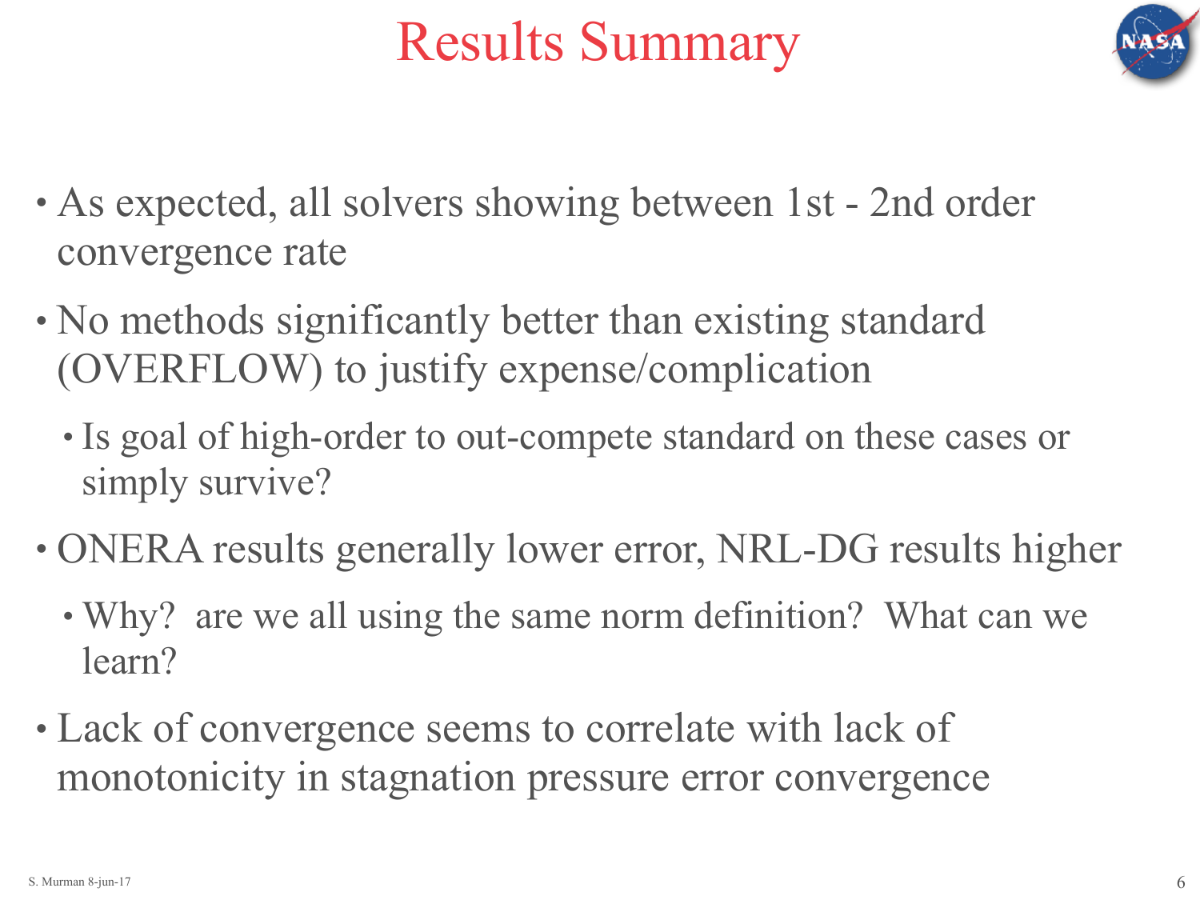# Results Summary

- As expected, all solvers showing between 1st - 2nd order convergence rate
- No methods significantly better than existing standard (OVERFLOW) to justify expense/complication
  - Is goal of high-order to out-compete standard on these cases or simply survive?
- ONERA results generally lower error, NRL-DG results higher
  - Why? are we all using the same norm definition? What can we learn?
- Lack of convergence seems to correlate with lack of monotonicity in stagnation pressure error convergence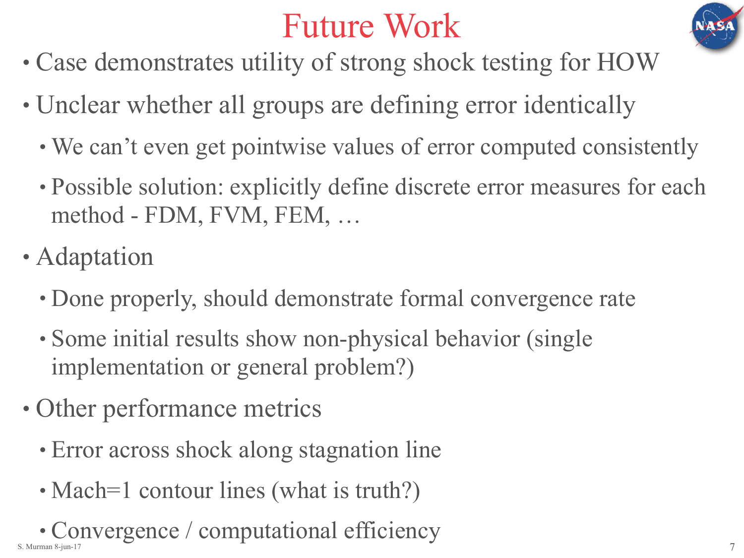# Future Work

- Case demonstrates utility of strong shock testing for HOW
- Unclear whether all groups are defining error identically
  - We can't even get pointwise values of error computed consistently
  - Possible solution: explicitly define discrete error measures for each method - FDM, FVM, FEM, …
- Adaptation
  - Done properly, should demonstrate formal convergence rate
  - Some initial results show non-physical behavior (single implementation or general problem?)
- Other performance metrics
  - Error across shock along stagnation line
  - Mach=1 contour lines (what is truth?)
  - Convergence / computational efficiency